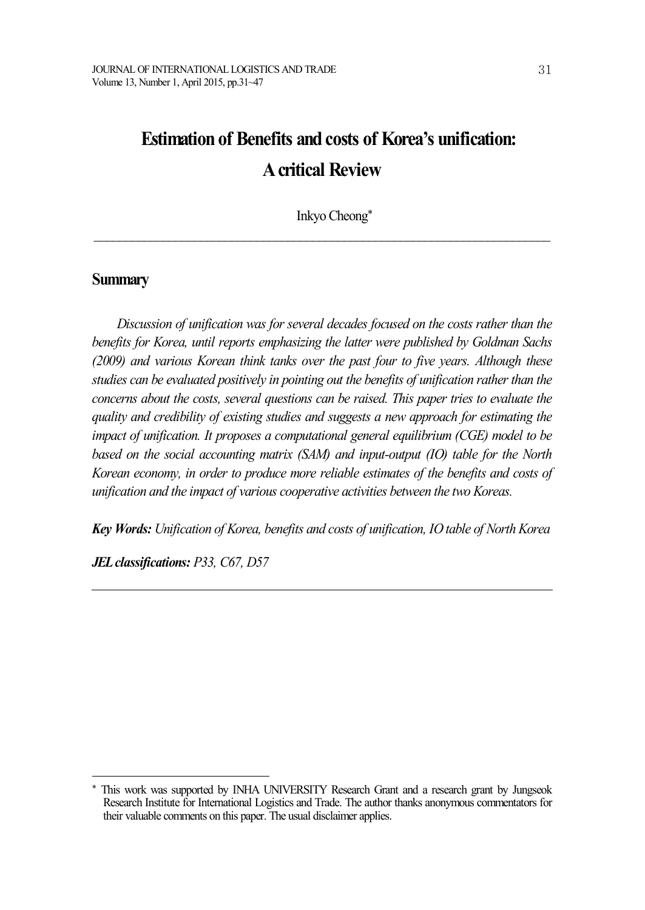# Estimation of Benefits and costs of Korea's unification: A critical Review

Inkyo Cheong[*]

---

## Summary

*Discussion of unification was for several decades focused on the costs rather than the benefits for Korea, until reports emphasizing the latter were published by Goldman Sachs (2009) and various Korean think tanks over the past four to five years. Although these studies can be evaluated positively in pointing out the benefits of unification rather than the concerns about the costs, several questions can be raised. This paper tries to evaluate the quality and credibility of existing studies and suggests a new approach for estimating the impact of unification. It proposes a computational general equilibrium (CGE) model to be based on the social accounting matrix (SAM) and input-output (IO) table for the North Korean economy, in order to produce more reliable estimates of the benefits and costs of unification and the impact of various cooperative activities between the two Koreas.*

***Key Words:*** *Unification of Korea, benefits and costs of unification, IO table of North Korea*

***JEL classifications:*** *P33, C67, D57*

---

[*] This work was supported by INHA UNIVERSITY Research Grant and a research grant by Jungseok Research Institute for International Logistics and Trade. The author thanks anonymous commentators for their valuable comments on this paper. The usual disclaimer applies.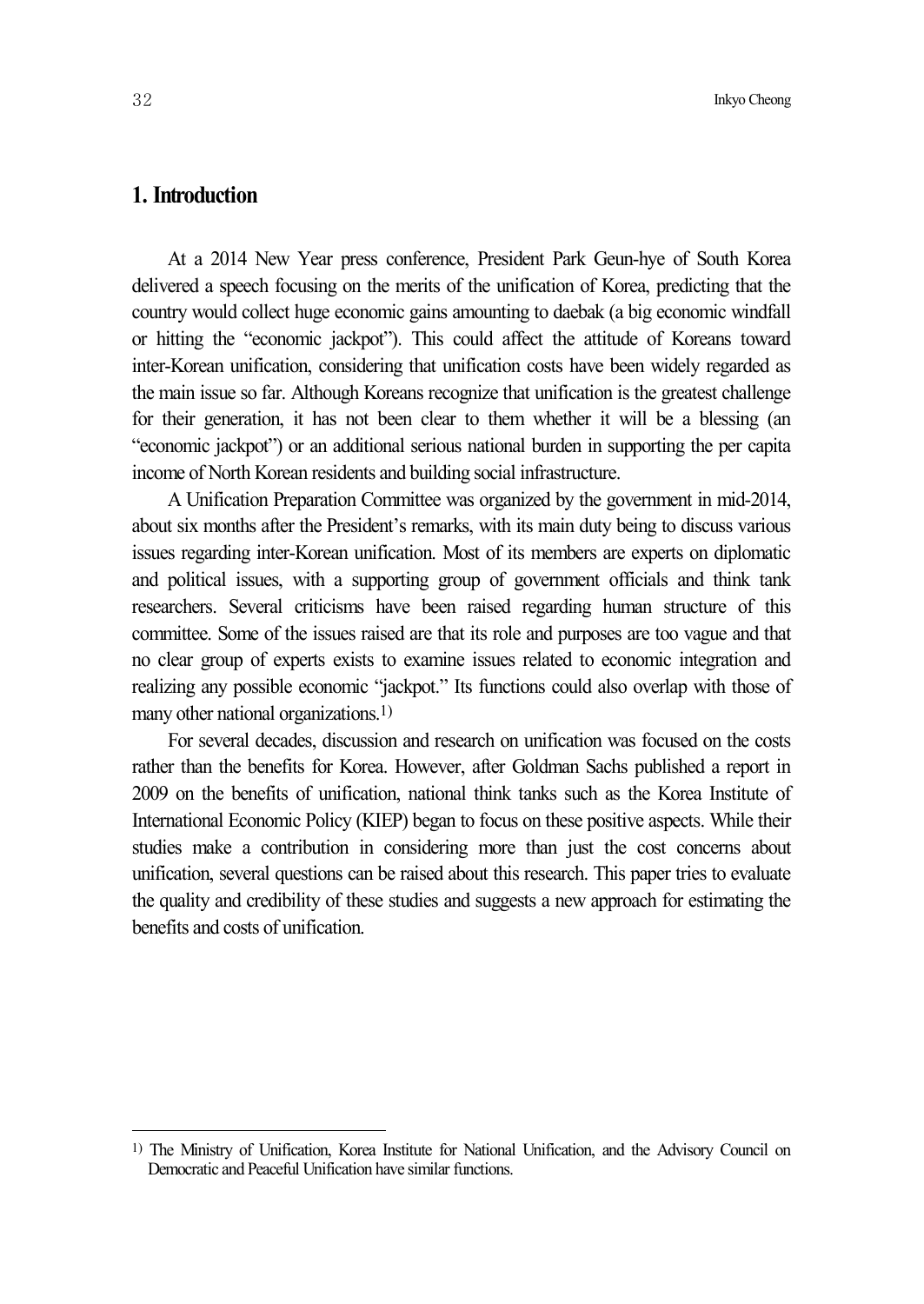## 1. Introduction

At a 2014 New Year press conference, President Park Geun-hye of South Korea delivered a speech focusing on the merits of the unification of Korea, predicting that the country would collect huge economic gains amounting to daebak (a big economic windfall or hitting the "economic jackpot"). This could affect the attitude of Koreans toward inter-Korean unification, considering that unification costs have been widely regarded as the main issue so far. Although Koreans recognize that unification is the greatest challenge for their generation, it has not been clear to them whether it will be a blessing (an "economic jackpot") or an additional serious national burden in supporting the per capita income of North Korean residents and building social infrastructure.

A Unification Preparation Committee was organized by the government in mid-2014, about six months after the President's remarks, with its main duty being to discuss various issues regarding inter-Korean unification. Most of its members are experts on diplomatic and political issues, with a supporting group of government officials and think tank researchers. Several criticisms have been raised regarding human structure of this committee. Some of the issues raised are that its role and purposes are too vague and that no clear group of experts exists to examine issues related to economic integration and realizing any possible economic "jackpot." Its functions could also overlap with those of many other national organizations.[1]

For several decades, discussion and research on unification was focused on the costs rather than the benefits for Korea. However, after Goldman Sachs published a report in 2009 on the benefits of unification, national think tanks such as the Korea Institute of International Economic Policy (KIEP) began to focus on these positive aspects. While their studies make a contribution in considering more than just the cost concerns about unification, several questions can be raised about this research. This paper tries to evaluate the quality and credibility of these studies and suggests a new approach for estimating the benefits and costs of unification.

[1] The Ministry of Unification, Korea Institute for National Unification, and the Advisory Council on Democratic and Peaceful Unification have similar functions.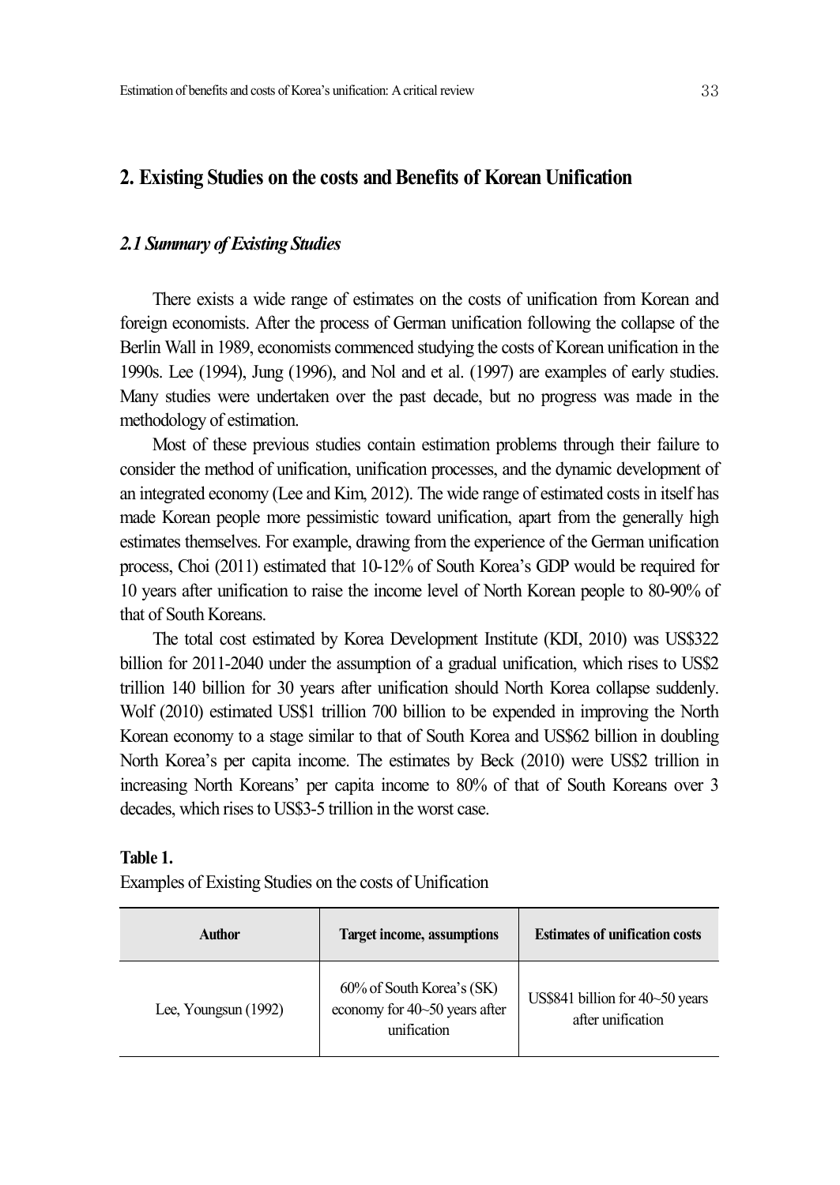## 2. Existing Studies on the costs and Benefits of Korean Unification

### *2.1 Summary of Existing Studies*

There exists a wide range of estimates on the costs of unification from Korean and foreign economists. After the process of German unification following the collapse of the Berlin Wall in 1989, economists commenced studying the costs of Korean unification in the 1990s. Lee (1994), Jung (1996), and Nol and et al. (1997) are examples of early studies. Many studies were undertaken over the past decade, but no progress was made in the methodology of estimation.

Most of these previous studies contain estimation problems through their failure to consider the method of unification, unification processes, and the dynamic development of an integrated economy (Lee and Kim, 2012). The wide range of estimated costs in itself has made Korean people more pessimistic toward unification, apart from the generally high estimates themselves. For example, drawing from the experience of the German unification process, Choi (2011) estimated that 10-12% of South Korea's GDP would be required for 10 years after unification to raise the income level of North Korean people to 80-90% of that of South Koreans.

The total cost estimated by Korea Development Institute (KDI, 2010) was US$322 billion for 2011-2040 under the assumption of a gradual unification, which rises to US$2 trillion 140 billion for 30 years after unification should North Korea collapse suddenly. Wolf (2010) estimated US$1 trillion 700 billion to be expended in improving the North Korean economy to a stage similar to that of South Korea and US$62 billion in doubling North Korea's per capita income. The estimates by Beck (2010) were US$2 trillion in increasing North Koreans' per capita income to 80% of that of South Koreans over 3 decades, which rises to US$3-5 trillion in the worst case.

**Table 1.**

Examples of Existing Studies on the costs of Unification

| Author | Target income, assumptions | Estimates of unification costs |
|---|---|---|
| Lee, Youngsun (1992) | 60% of South Korea's (SK) economy for 40~50 years after unification | US$841 billion for 40~50 years after unification |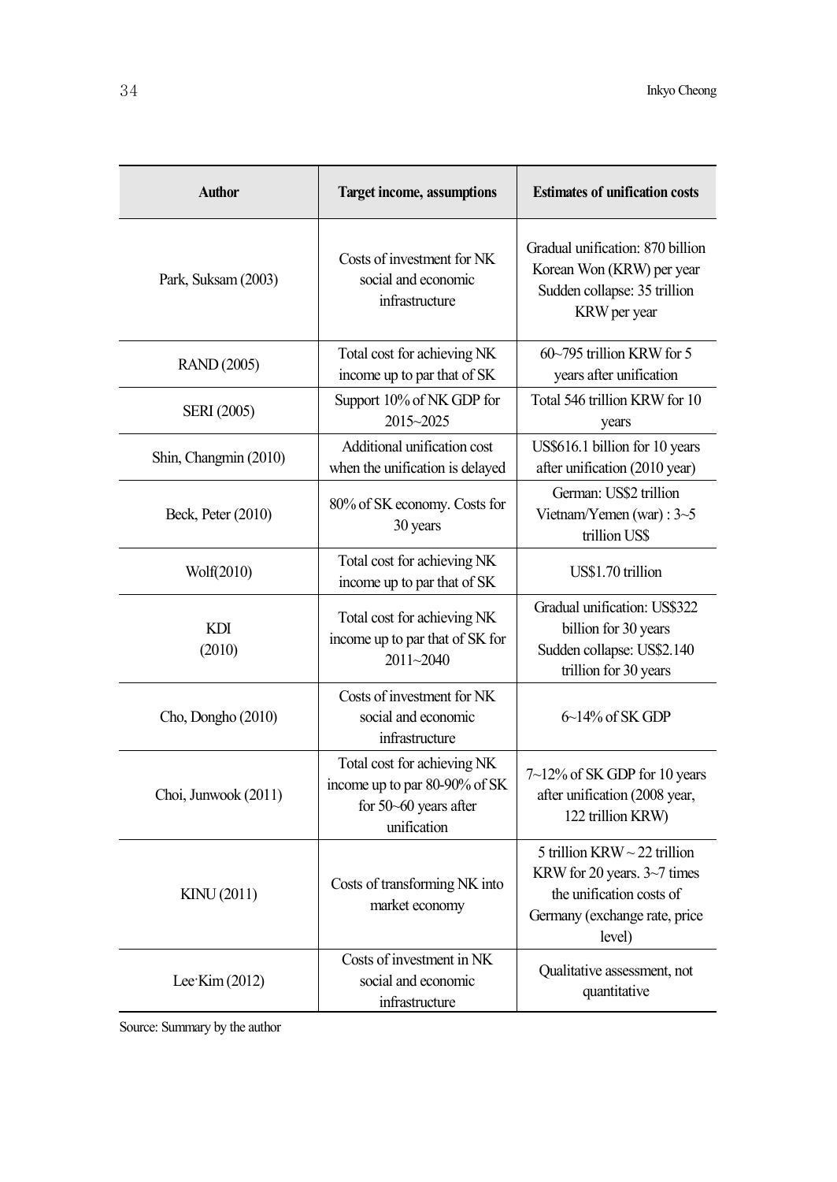| Author | Target income, assumptions | Estimates of unification costs |
|---|---|---|
| Park, Suksam (2003) | Costs of investment for NK social and economic infrastructure | Gradual unification: 870 billion Korean Won (KRW) per year Sudden collapse: 35 trillion KRW per year |
| RAND (2005) | Total cost for achieving NK income up to par that of SK | 60~795 trillion KRW for 5 years after unification |
| SERI (2005) | Support 10% of NK GDP for 2015~2025 | Total 546 trillion KRW for 10 years |
| Shin, Changmin (2010) | Additional unification cost when the unification is delayed | US$616.1 billion for 10 years after unification (2010 year) |
| Beck, Peter (2010) | 80% of SK economy. Costs for 30 years | German: US$2 trillion Vietnam/Yemen (war) : 3~5 trillion US$ |
| Wolf(2010) | Total cost for achieving NK income up to par that of SK | US$1.70 trillion |
| KDI (2010) | Total cost for achieving NK income up to par that of SK for 2011~2040 | Gradual unification: US$322 billion for 30 years Sudden collapse: US$2.140 trillion for 30 years |
| Cho, Dongho (2010) | Costs of investment for NK social and economic infrastructure | 6~14% of SK GDP |
| Choi, Junwook (2011) | Total cost for achieving NK income up to par 80-90% of SK for 50~60 years after unification | 7~12% of SK GDP for 10 years after unification (2008 year, 122 trillion KRW) |
| KINU (2011) | Costs of transforming NK into market economy | 5 trillion KRW ~ 22 trillion KRW for 20 years. 3~7 times the unification costs of Germany (exchange rate, price level) |
| Lee·Kim (2012) | Costs of investment in NK social and economic infrastructure | Qualitative assessment, not quantitative |

Source: Summary by the author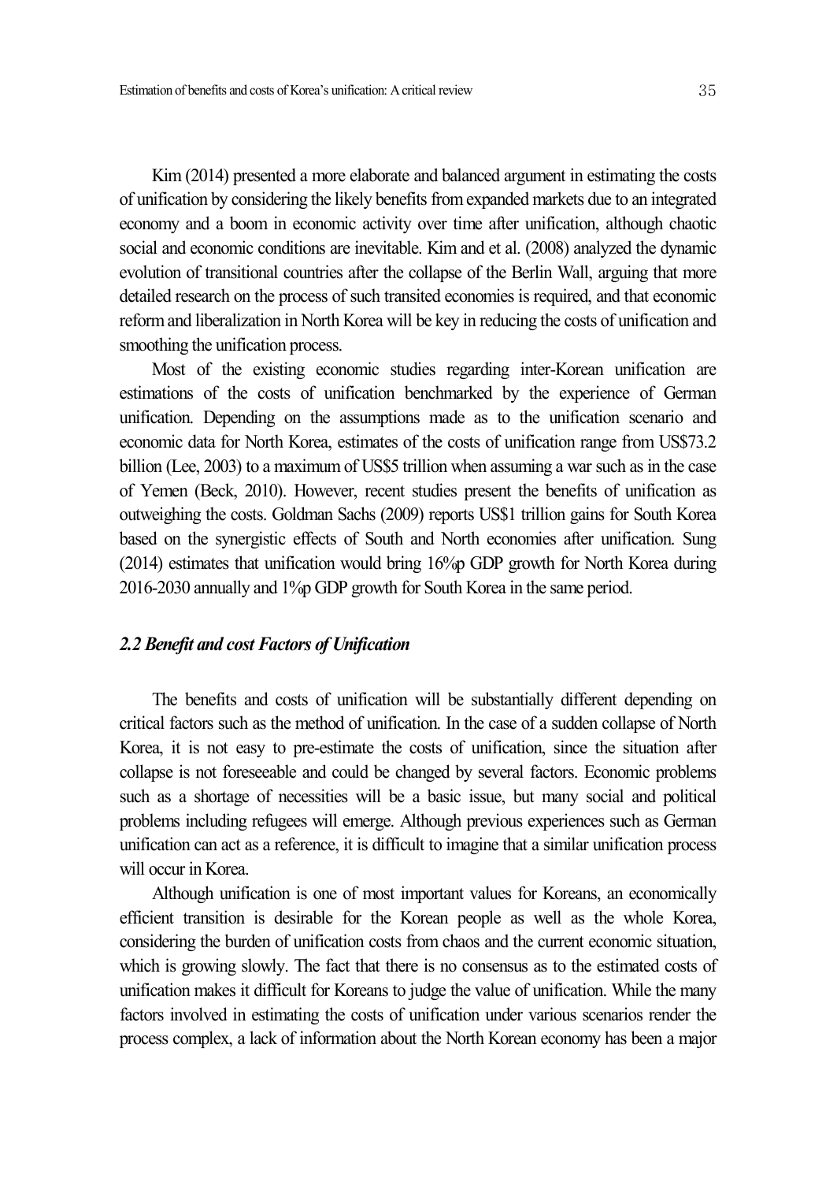Kim (2014) presented a more elaborate and balanced argument in estimating the costs of unification by considering the likely benefits from expanded markets due to an integrated economy and a boom in economic activity over time after unification, although chaotic social and economic conditions are inevitable. Kim and et al. (2008) analyzed the dynamic evolution of transitional countries after the collapse of the Berlin Wall, arguing that more detailed research on the process of such transited economies is required, and that economic reform and liberalization in North Korea will be key in reducing the costs of unification and smoothing the unification process.

Most of the existing economic studies regarding inter-Korean unification are estimations of the costs of unification benchmarked by the experience of German unification. Depending on the assumptions made as to the unification scenario and economic data for North Korea, estimates of the costs of unification range from US$73.2 billion (Lee, 2003) to a maximum of US$5 trillion when assuming a war such as in the case of Yemen (Beck, 2010). However, recent studies present the benefits of unification as outweighing the costs. Goldman Sachs (2009) reports US$1 trillion gains for South Korea based on the synergistic effects of South and North economies after unification. Sung (2014) estimates that unification would bring 16%p GDP growth for North Korea during 2016-2030 annually and 1%p GDP growth for South Korea in the same period.

### *2.2 Benefit and cost Factors of Unification*

The benefits and costs of unification will be substantially different depending on critical factors such as the method of unification. In the case of a sudden collapse of North Korea, it is not easy to pre-estimate the costs of unification, since the situation after collapse is not foreseeable and could be changed by several factors. Economic problems such as a shortage of necessities will be a basic issue, but many social and political problems including refugees will emerge. Although previous experiences such as German unification can act as a reference, it is difficult to imagine that a similar unification process will occur in Korea.

Although unification is one of most important values for Koreans, an economically efficient transition is desirable for the Korean people as well as the whole Korea, considering the burden of unification costs from chaos and the current economic situation, which is growing slowly. The fact that there is no consensus as to the estimated costs of unification makes it difficult for Koreans to judge the value of unification. While the many factors involved in estimating the costs of unification under various scenarios render the process complex, a lack of information about the North Korean economy has been a major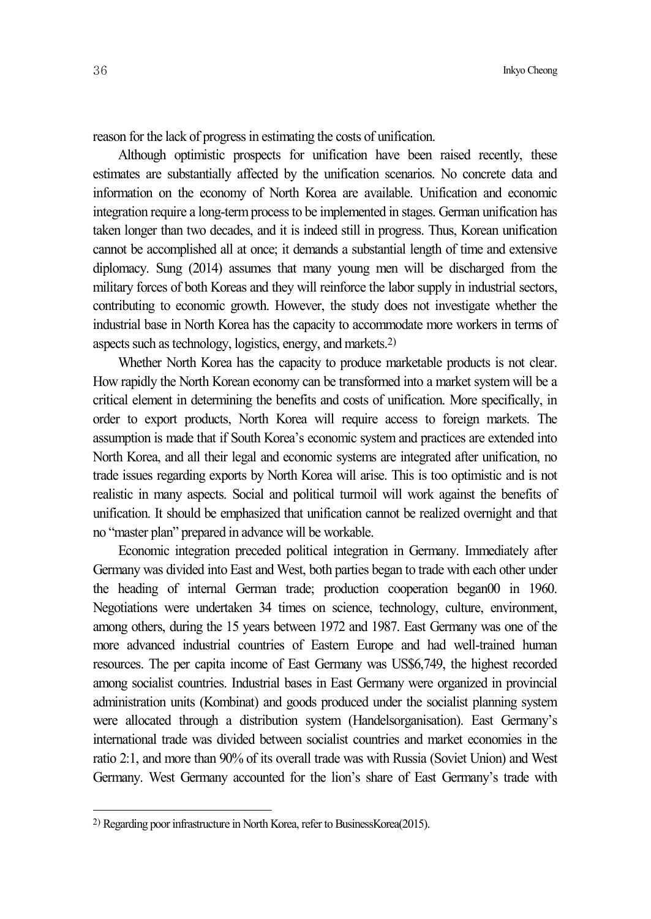reason for the lack of progress in estimating the costs of unification.

Although optimistic prospects for unification have been raised recently, these estimates are substantially affected by the unification scenarios. No concrete data and information on the economy of North Korea are available. Unification and economic integration require a long-term process to be implemented in stages. German unification has taken longer than two decades, and it is indeed still in progress. Thus, Korean unification cannot be accomplished all at once; it demands a substantial length of time and extensive diplomacy. Sung (2014) assumes that many young men will be discharged from the military forces of both Koreas and they will reinforce the labor supply in industrial sectors, contributing to economic growth. However, the study does not investigate whether the industrial base in North Korea has the capacity to accommodate more workers in terms of aspects such as technology, logistics, energy, and markets.[2)]

Whether North Korea has the capacity to produce marketable products is not clear. How rapidly the North Korean economy can be transformed into a market system will be a critical element in determining the benefits and costs of unification. More specifically, in order to export products, North Korea will require access to foreign markets. The assumption is made that if South Korea's economic system and practices are extended into North Korea, and all their legal and economic systems are integrated after unification, no trade issues regarding exports by North Korea will arise. This is too optimistic and is not realistic in many aspects. Social and political turmoil will work against the benefits of unification. It should be emphasized that unification cannot be realized overnight and that no "master plan" prepared in advance will be workable.

Economic integration preceded political integration in Germany. Immediately after Germany was divided into East and West, both parties began to trade with each other under the heading of internal German trade; production cooperation began00 in 1960. Negotiations were undertaken 34 times on science, technology, culture, environment, among others, during the 15 years between 1972 and 1987. East Germany was one of the more advanced industrial countries of Eastern Europe and had well-trained human resources. The per capita income of East Germany was US$6,749, the highest recorded among socialist countries. Industrial bases in East Germany were organized in provincial administration units (Kombinat) and goods produced under the socialist planning system were allocated through a distribution system (Handelsorganisation). East Germany's international trade was divided between socialist countries and market economies in the ratio 2:1, and more than 90% of its overall trade was with Russia (Soviet Union) and West Germany. West Germany accounted for the lion's share of East Germany's trade with

---

2) Regarding poor infrastructure in North Korea, refer to BusinessKorea(2015).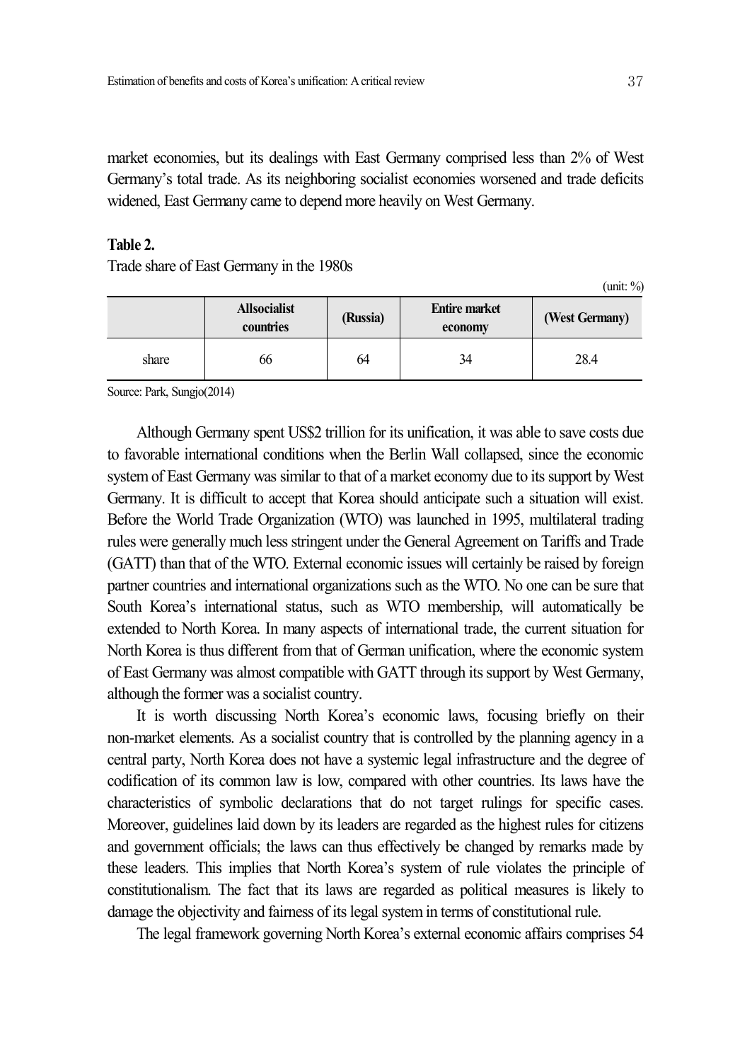market economies, but its dealings with East Germany comprised less than 2% of West Germany's total trade. As its neighboring socialist economies worsened and trade deficits widened, East Germany came to depend more heavily on West Germany.

**Table 2.**

Trade share of East Germany in the 1980s

(unit: %)

| | Allsocialist countries | (Russia) | Entire market economy | (West Germany) |
|---|---|---|---|---|
| share | 66 | 64 | 34 | 28.4 |

Source: Park, Sungjo(2014)

Although Germany spent US$2 trillion for its unification, it was able to save costs due to favorable international conditions when the Berlin Wall collapsed, since the economic system of East Germany was similar to that of a market economy due to its support by West Germany. It is difficult to accept that Korea should anticipate such a situation will exist. Before the World Trade Organization (WTO) was launched in 1995, multilateral trading rules were generally much less stringent under the General Agreement on Tariffs and Trade (GATT) than that of the WTO. External economic issues will certainly be raised by foreign partner countries and international organizations such as the WTO. No one can be sure that South Korea's international status, such as WTO membership, will automatically be extended to North Korea. In many aspects of international trade, the current situation for North Korea is thus different from that of German unification, where the economic system of East Germany was almost compatible with GATT through its support by West Germany, although the former was a socialist country.

It is worth discussing North Korea's economic laws, focusing briefly on their non-market elements. As a socialist country that is controlled by the planning agency in a central party, North Korea does not have a systemic legal infrastructure and the degree of codification of its common law is low, compared with other countries. Its laws have the characteristics of symbolic declarations that do not target rulings for specific cases. Moreover, guidelines laid down by its leaders are regarded as the highest rules for citizens and government officials; the laws can thus effectively be changed by remarks made by these leaders. This implies that North Korea's system of rule violates the principle of constitutionalism. The fact that its laws are regarded as political measures is likely to damage the objectivity and fairness of its legal system in terms of constitutional rule.

The legal framework governing North Korea's external economic affairs comprises 54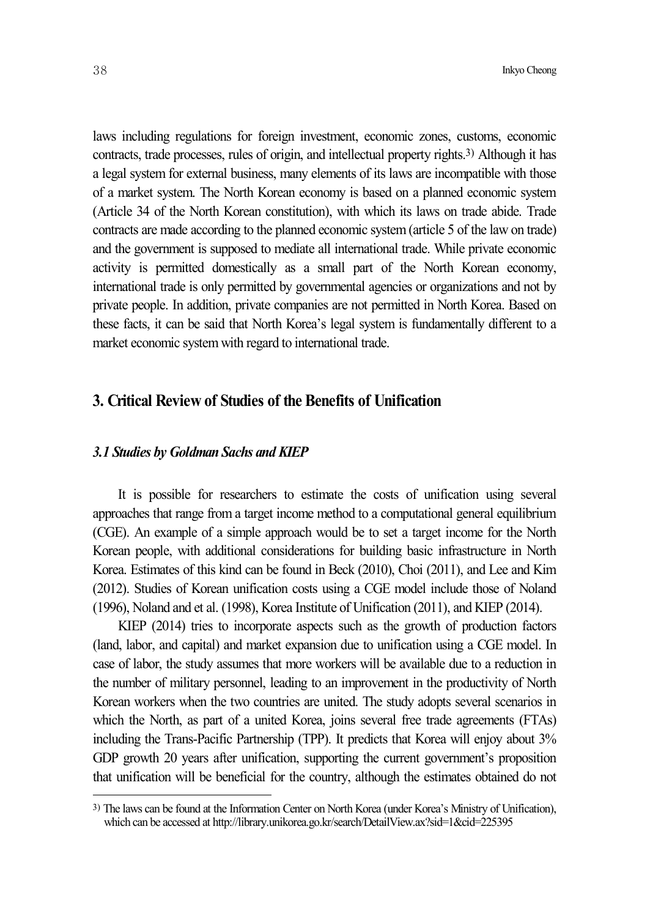laws including regulations for foreign investment, economic zones, customs, economic contracts, trade processes, rules of origin, and intellectual property rights.[3] Although it has a legal system for external business, many elements of its laws are incompatible with those of a market system. The North Korean economy is based on a planned economic system (Article 34 of the North Korean constitution), with which its laws on trade abide. Trade contracts are made according to the planned economic system (article 5 of the law on trade) and the government is supposed to mediate all international trade. While private economic activity is permitted domestically as a small part of the North Korean economy, international trade is only permitted by governmental agencies or organizations and not by private people. In addition, private companies are not permitted in North Korea. Based on these facts, it can be said that North Korea's legal system is fundamentally different to a market economic system with regard to international trade.

## 3. Critical Review of Studies of the Benefits of Unification

### *3.1 Studies by Goldman Sachs and KIEP*

It is possible for researchers to estimate the costs of unification using several approaches that range from a target income method to a computational general equilibrium (CGE). An example of a simple approach would be to set a target income for the North Korean people, with additional considerations for building basic infrastructure in North Korea. Estimates of this kind can be found in Beck (2010), Choi (2011), and Lee and Kim (2012). Studies of Korean unification costs using a CGE model include those of Noland (1996), Noland and et al. (1998), Korea Institute of Unification (2011), and KIEP (2014).

KIEP (2014) tries to incorporate aspects such as the growth of production factors (land, labor, and capital) and market expansion due to unification using a CGE model. In case of labor, the study assumes that more workers will be available due to a reduction in the number of military personnel, leading to an improvement in the productivity of North Korean workers when the two countries are united. The study adopts several scenarios in which the North, as part of a united Korea, joins several free trade agreements (FTAs) including the Trans-Pacific Partnership (TPP). It predicts that Korea will enjoy about 3% GDP growth 20 years after unification, supporting the current government's proposition that unification will be beneficial for the country, although the estimates obtained do not

[3] The laws can be found at the Information Center on North Korea (under Korea's Ministry of Unification), which can be accessed at http://library.unikorea.go.kr/search/DetailView.ax?sid=1&cid=225395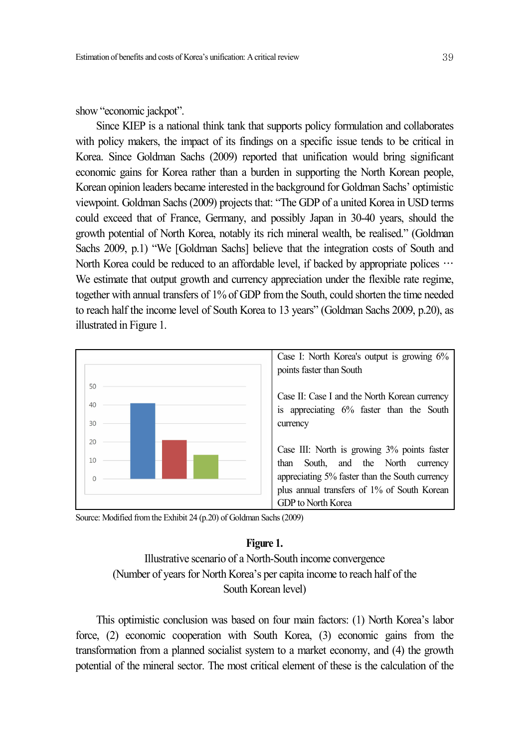show "economic jackpot".

Since KIEP is a national think tank that supports policy formulation and collaborates with policy makers, the impact of its findings on a specific issue tends to be critical in Korea. Since Goldman Sachs (2009) reported that unification would bring significant economic gains for Korea rather than a burden in supporting the North Korean people, Korean opinion leaders became interested in the background for Goldman Sachs' optimistic viewpoint. Goldman Sachs (2009) projects that: "The GDP of a united Korea in USD terms could exceed that of France, Germany, and possibly Japan in 30-40 years, should the growth potential of North Korea, notably its rich mineral wealth, be realised." (Goldman Sachs 2009, p.1) "We [Goldman Sachs] believe that the integration costs of South and North Korea could be reduced to an affordable level, if backed by appropriate polices … We estimate that output growth and currency appreciation under the flexible rate regime, together with annual transfers of 1% of GDP from the South, could shorten the time needed to reach half the income level of South Korea to 13 years" (Goldman Sachs 2009, p.20), as illustrated in Figure 1.

| Case | Description |
|---|---|
| Case I | North Korea's output is growing 6% points faster than South |
| Case II | Case I and the North Korean currency is appreciating 6% faster than the South currency |
| Case III | North is growing 3% points faster than South, and the North currency appreciating 5% faster than the South currency plus annual transfers of 1% of South Korean GDP to North Korea |

Source: Modified from the Exhibit 24 (p.20) of Goldman Sachs (2009)

**Figure 1.**

Illustrative scenario of a North-South income convergence
(Number of years for North Korea's per capita income to reach half of the South Korean level)

This optimistic conclusion was based on four main factors: (1) North Korea's labor force, (2) economic cooperation with South Korea, (3) economic gains from the transformation from a planned socialist system to a market economy, and (4) the growth potential of the mineral sector. The most critical element of these is the calculation of the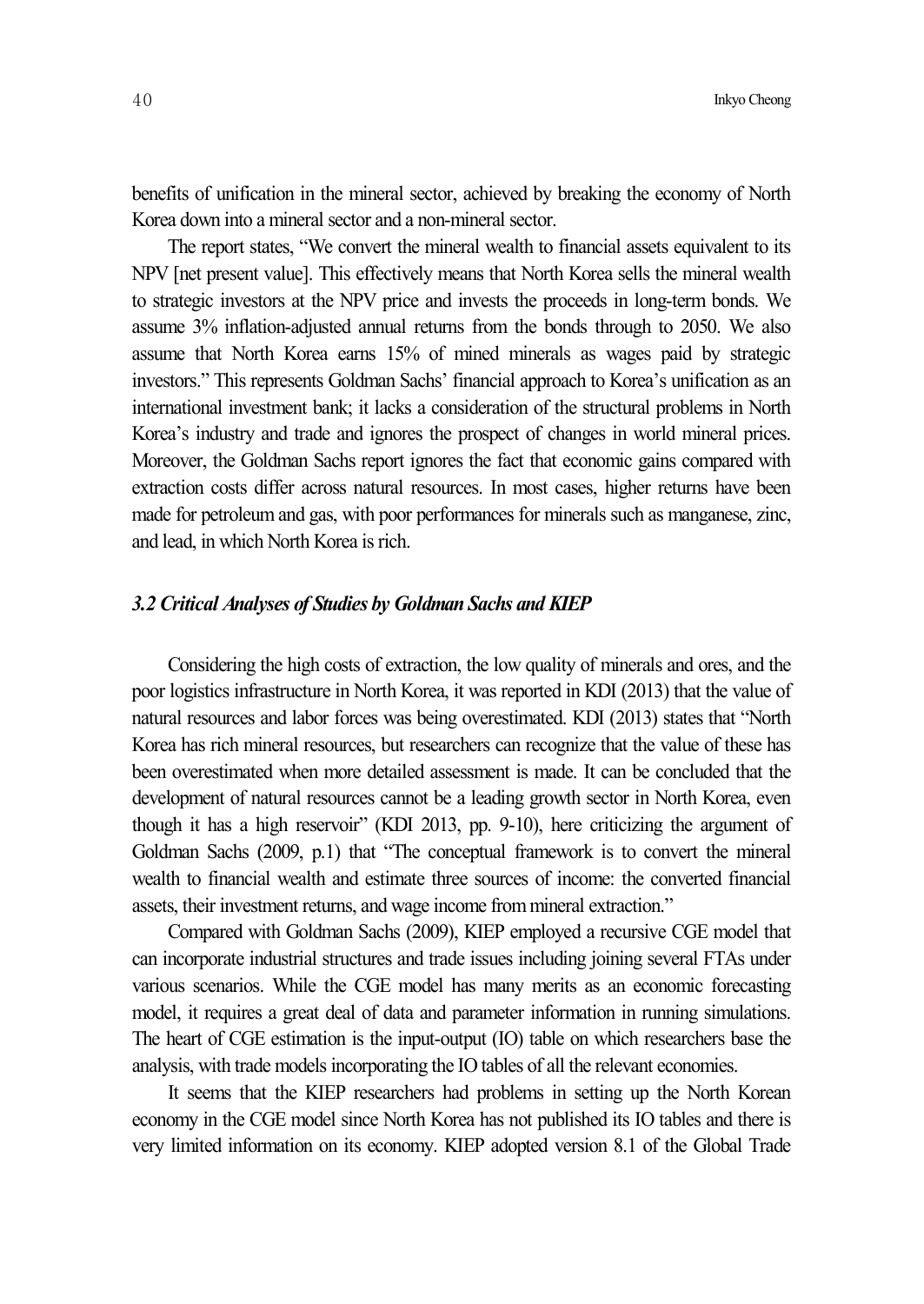benefits of unification in the mineral sector, achieved by breaking the economy of North Korea down into a mineral sector and a non-mineral sector.

The report states, "We convert the mineral wealth to financial assets equivalent to its NPV [net present value]. This effectively means that North Korea sells the mineral wealth to strategic investors at the NPV price and invests the proceeds in long-term bonds. We assume 3% inflation-adjusted annual returns from the bonds through to 2050. We also assume that North Korea earns 15% of mined minerals as wages paid by strategic investors." This represents Goldman Sachs' financial approach to Korea's unification as an international investment bank; it lacks a consideration of the structural problems in North Korea's industry and trade and ignores the prospect of changes in world mineral prices. Moreover, the Goldman Sachs report ignores the fact that economic gains compared with extraction costs differ across natural resources. In most cases, higher returns have been made for petroleum and gas, with poor performances for minerals such as manganese, zinc, and lead, in which North Korea is rich.

### *3.2 Critical Analyses of Studies by Goldman Sachs and KIEP*

Considering the high costs of extraction, the low quality of minerals and ores, and the poor logistics infrastructure in North Korea, it was reported in KDI (2013) that the value of natural resources and labor forces was being overestimated. KDI (2013) states that "North Korea has rich mineral resources, but researchers can recognize that the value of these has been overestimated when more detailed assessment is made. It can be concluded that the development of natural resources cannot be a leading growth sector in North Korea, even though it has a high reservoir" (KDI 2013, pp. 9-10), here criticizing the argument of Goldman Sachs (2009, p.1) that "The conceptual framework is to convert the mineral wealth to financial wealth and estimate three sources of income: the converted financial assets, their investment returns, and wage income from mineral extraction."

Compared with Goldman Sachs (2009), KIEP employed a recursive CGE model that can incorporate industrial structures and trade issues including joining several FTAs under various scenarios. While the CGE model has many merits as an economic forecasting model, it requires a great deal of data and parameter information in running simulations. The heart of CGE estimation is the input-output (IO) table on which researchers base the analysis, with trade models incorporating the IO tables of all the relevant economies.

It seems that the KIEP researchers had problems in setting up the North Korean economy in the CGE model since North Korea has not published its IO tables and there is very limited information on its economy. KIEP adopted version 8.1 of the Global Trade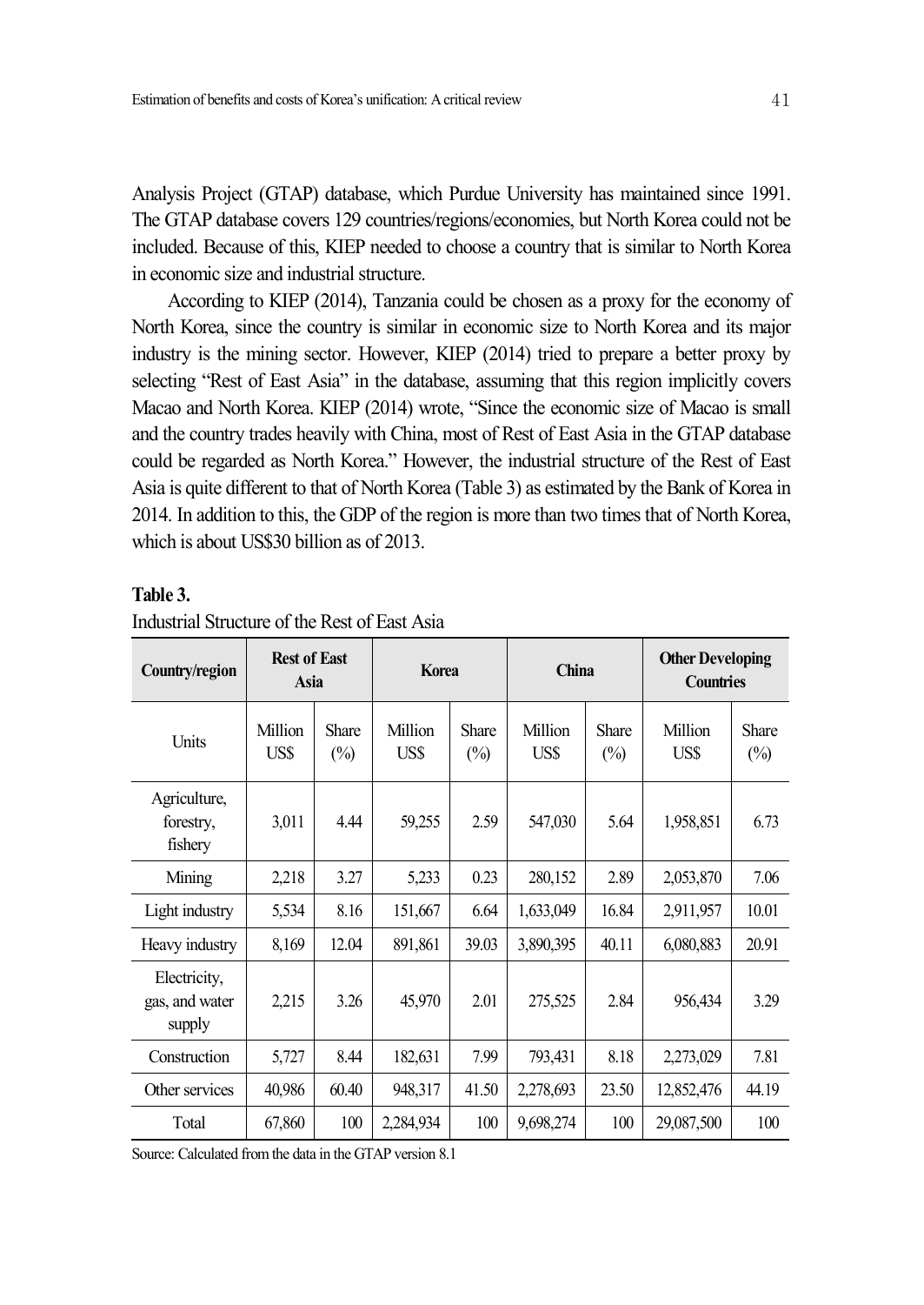Analysis Project (GTAP) database, which Purdue University has maintained since 1991. The GTAP database covers 129 countries/regions/economies, but North Korea could not be included. Because of this, KIEP needed to choose a country that is similar to North Korea in economic size and industrial structure.

According to KIEP (2014), Tanzania could be chosen as a proxy for the economy of North Korea, since the country is similar in economic size to North Korea and its major industry is the mining sector. However, KIEP (2014) tried to prepare a better proxy by selecting "Rest of East Asia" in the database, assuming that this region implicitly covers Macao and North Korea. KIEP (2014) wrote, "Since the economic size of Macao is small and the country trades heavily with China, most of Rest of East Asia in the GTAP database could be regarded as North Korea." However, the industrial structure of the Rest of East Asia is quite different to that of North Korea (Table 3) as estimated by the Bank of Korea in 2014. In addition to this, the GDP of the region is more than two times that of North Korea, which is about US$30 billion as of 2013.

**Table 3.**

Industrial Structure of the Rest of East Asia

| Country/region | Rest of East Asia | | Korea | | China | | Other Developing Countries | |
|---|---|---|---|---|---|---|---|---|
| Units | Million US$ | Share (%) | Million US$ | Share (%) | Million US$ | Share (%) | Million US$ | Share (%) |
| Agriculture, forestry, fishery | 3,011 | 4.44 | 59,255 | 2.59 | 547,030 | 5.64 | 1,958,851 | 6.73 |
| Mining | 2,218 | 3.27 | 5,233 | 0.23 | 280,152 | 2.89 | 2,053,870 | 7.06 |
| Light industry | 5,534 | 8.16 | 151,667 | 6.64 | 1,633,049 | 16.84 | 2,911,957 | 10.01 |
| Heavy industry | 8,169 | 12.04 | 891,861 | 39.03 | 3,890,395 | 40.11 | 6,080,883 | 20.91 |
| Electricity, gas, and water supply | 2,215 | 3.26 | 45,970 | 2.01 | 275,525 | 2.84 | 956,434 | 3.29 |
| Construction | 5,727 | 8.44 | 182,631 | 7.99 | 793,431 | 8.18 | 2,273,029 | 7.81 |
| Other services | 40,986 | 60.40 | 948,317 | 41.50 | 2,278,693 | 23.50 | 12,852,476 | 44.19 |
| Total | 67,860 | 100 | 2,284,934 | 100 | 9,698,274 | 100 | 29,087,500 | 100 |

Source: Calculated from the data in the GTAP version 8.1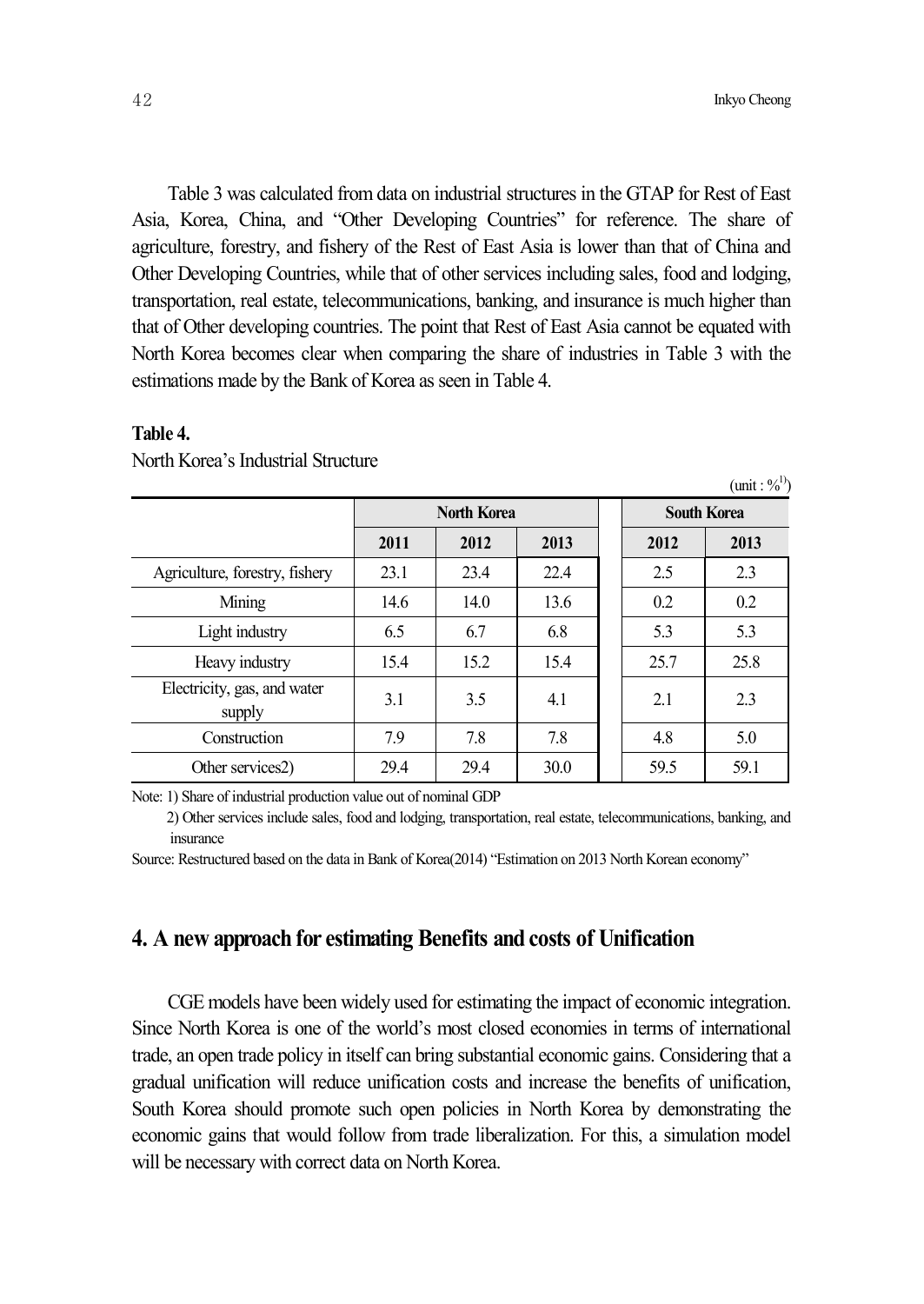Table 3 was calculated from data on industrial structures in the GTAP for Rest of East Asia, Korea, China, and "Other Developing Countries" for reference. The share of agriculture, forestry, and fishery of the Rest of East Asia is lower than that of China and Other Developing Countries, while that of other services including sales, food and lodging, transportation, real estate, telecommunications, banking, and insurance is much higher than that of Other developing countries. The point that Rest of East Asia cannot be equated with North Korea becomes clear when comparing the share of industries in Table 3 with the estimations made by the Bank of Korea as seen in Table 4.

**Table 4.**

North Korea's Industrial Structure

(unit : %[1])

| | North Korea | | | South Korea | |
|---|---|---|---|---|---|
| | 2011 | 2012 | 2013 | 2012 | 2013 |
| Agriculture, forestry, fishery | 23.1 | 23.4 | 22.4 | 2.5 | 2.3 |
| Mining | 14.6 | 14.0 | 13.6 | 0.2 | 0.2 |
| Light industry | 6.5 | 6.7 | 6.8 | 5.3 | 5.3 |
| Heavy industry | 15.4 | 15.2 | 15.4 | 25.7 | 25.8 |
| Electricity, gas, and water supply | 3.1 | 3.5 | 4.1 | 2.1 | 2.3 |
| Construction | 7.9 | 7.8 | 7.8 | 4.8 | 5.0 |
| Other services2) | 29.4 | 29.4 | 30.0 | 59.5 | 59.1 |

Note: 1) Share of industrial production value out of nominal GDP

2) Other services include sales, food and lodging, transportation, real estate, telecommunications, banking, and insurance

Source: Restructured based on the data in Bank of Korea(2014) "Estimation on 2013 North Korean economy"

## 4. A new approach for estimating Benefits and costs of Unification

CGE models have been widely used for estimating the impact of economic integration. Since North Korea is one of the world's most closed economies in terms of international trade, an open trade policy in itself can bring substantial economic gains. Considering that a gradual unification will reduce unification costs and increase the benefits of unification, South Korea should promote such open policies in North Korea by demonstrating the economic gains that would follow from trade liberalization. For this, a simulation model will be necessary with correct data on North Korea.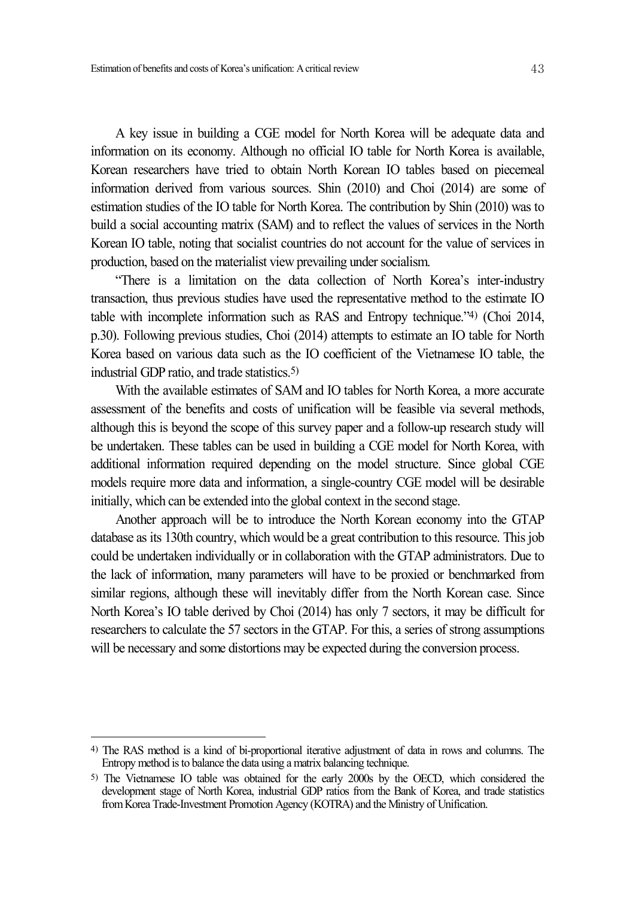A key issue in building a CGE model for North Korea will be adequate data and information on its economy. Although no official IO table for North Korea is available, Korean researchers have tried to obtain North Korean IO tables based on piecemeal information derived from various sources. Shin (2010) and Choi (2014) are some of estimation studies of the IO table for North Korea. The contribution by Shin (2010) was to build a social accounting matrix (SAM) and to reflect the values of services in the North Korean IO table, noting that socialist countries do not account for the value of services in production, based on the materialist view prevailing under socialism.

"There is a limitation on the data collection of North Korea's inter-industry transaction, thus previous studies have used the representative method to the estimate IO table with incomplete information such as RAS and Entropy technique."[4] (Choi 2014, p.30). Following previous studies, Choi (2014) attempts to estimate an IO table for North Korea based on various data such as the IO coefficient of the Vietnamese IO table, the industrial GDP ratio, and trade statistics.[5]

With the available estimates of SAM and IO tables for North Korea, a more accurate assessment of the benefits and costs of unification will be feasible via several methods, although this is beyond the scope of this survey paper and a follow-up research study will be undertaken. These tables can be used in building a CGE model for North Korea, with additional information required depending on the model structure. Since global CGE models require more data and information, a single-country CGE model will be desirable initially, which can be extended into the global context in the second stage.

Another approach will be to introduce the North Korean economy into the GTAP database as its 130th country, which would be a great contribution to this resource. This job could be undertaken individually or in collaboration with the GTAP administrators. Due to the lack of information, many parameters will have to be proxied or benchmarked from similar regions, although these will inevitably differ from the North Korean case. Since North Korea's IO table derived by Choi (2014) has only 7 sectors, it may be difficult for researchers to calculate the 57 sectors in the GTAP. For this, a series of strong assumptions will be necessary and some distortions may be expected during the conversion process.

---

[4] The RAS method is a kind of bi-proportional iterative adjustment of data in rows and columns. The Entropy method is to balance the data using a matrix balancing technique.

[5] The Vietnamese IO table was obtained for the early 2000s by the OECD, which considered the development stage of North Korea, industrial GDP ratios from the Bank of Korea, and trade statistics from Korea Trade-Investment Promotion Agency (KOTRA) and the Ministry of Unification.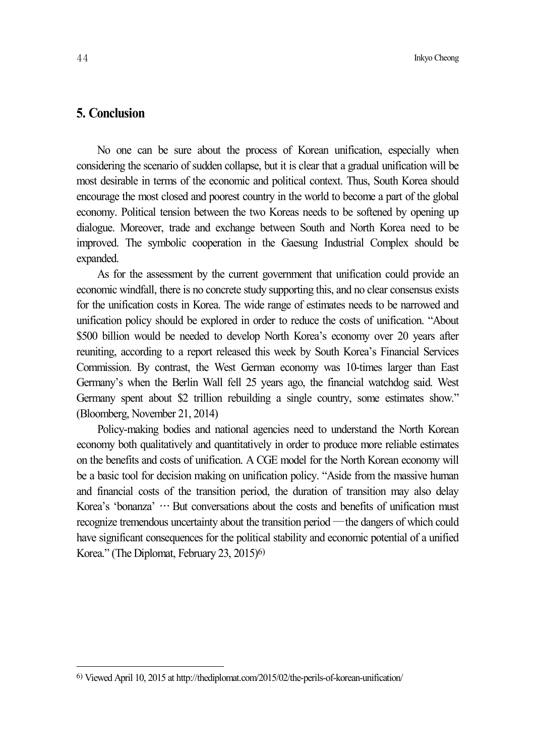## 5. Conclusion

No one can be sure about the process of Korean unification, especially when considering the scenario of sudden collapse, but it is clear that a gradual unification will be most desirable in terms of the economic and political context. Thus, South Korea should encourage the most closed and poorest country in the world to become a part of the global economy. Political tension between the two Koreas needs to be softened by opening up dialogue. Moreover, trade and exchange between South and North Korea need to be improved. The symbolic cooperation in the Gaesung Industrial Complex should be expanded.

As for the assessment by the current government that unification could provide an economic windfall, there is no concrete study supporting this, and no clear consensus exists for the unification costs in Korea. The wide range of estimates needs to be narrowed and unification policy should be explored in order to reduce the costs of unification. "About \$500 billion would be needed to develop North Korea's economy over 20 years after reuniting, according to a report released this week by South Korea's Financial Services Commission. By contrast, the West German economy was 10-times larger than East Germany's when the Berlin Wall fell 25 years ago, the financial watchdog said. West Germany spent about \$2 trillion rebuilding a single country, some estimates show." (Bloomberg, November 21, 2014)

Policy-making bodies and national agencies need to understand the North Korean economy both qualitatively and quantitatively in order to produce more reliable estimates on the benefits and costs of unification. A CGE model for the North Korean economy will be a basic tool for decision making on unification policy. "Aside from the massive human and financial costs of the transition period, the duration of transition may also delay Korea's 'bonanza' ⋯ But conversations about the costs and benefits of unification must recognize tremendous uncertainty about the transition period ―the dangers of which could have significant consequences for the political stability and economic potential of a unified Korea." (The Diplomat, February 23, 2015)[6]

---

[6] Viewed April 10, 2015 at http://thediplomat.com/2015/02/the-perils-of-korean-unification/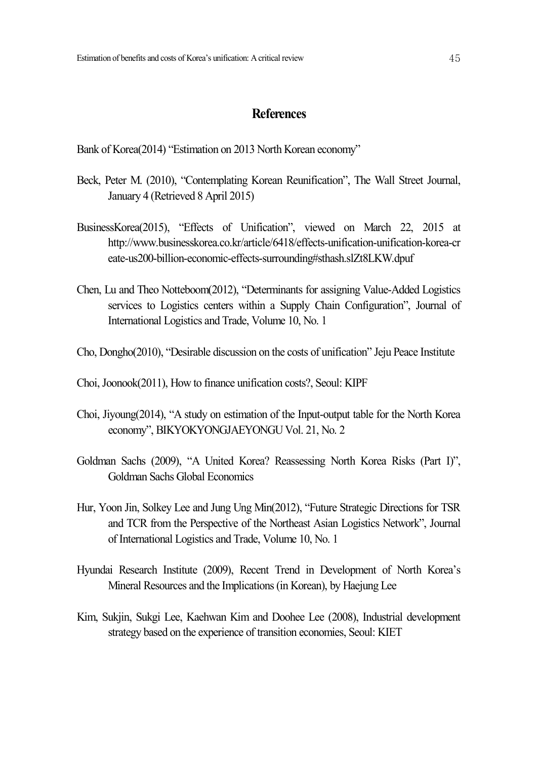## References

Bank of Korea(2014) "Estimation on 2013 North Korean economy"

Beck, Peter M. (2010), "Contemplating Korean Reunification", The Wall Street Journal, January 4 (Retrieved 8 April 2015)

BusinessKorea(2015), "Effects of Unification", viewed on March 22, 2015 at http://www.businesskorea.co.kr/article/6418/effects-unification-unification-korea-create-us200-billion-economic-effects-surrounding#sthash.slZt8LKW.dpuf

Chen, Lu and Theo Notteboom(2012), "Determinants for assigning Value-Added Logistics services to Logistics centers within a Supply Chain Configuration", Journal of International Logistics and Trade, Volume 10, No. 1

Cho, Dongho(2010), "Desirable discussion on the costs of unification" Jeju Peace Institute

Choi, Joonook(2011), How to finance unification costs?, Seoul: KIPF

Choi, Jiyoung(2014), "A study on estimation of the Input-output table for the North Korea economy", BIKYOKYONGJAEYONGU Vol. 21, No. 2

Goldman Sachs (2009), "A United Korea? Reassessing North Korea Risks (Part I)", Goldman Sachs Global Economics

Hur, Yoon Jin, Solkey Lee and Jung Ung Min(2012), "Future Strategic Directions for TSR and TCR from the Perspective of the Northeast Asian Logistics Network", Journal of International Logistics and Trade, Volume 10, No. 1

Hyundai Research Institute (2009), Recent Trend in Development of North Korea's Mineral Resources and the Implications (in Korean), by Haejung Lee

Kim, Sukjin, Sukgi Lee, Kaehwan Kim and Doohee Lee (2008), Industrial development strategy based on the experience of transition economies, Seoul: KIET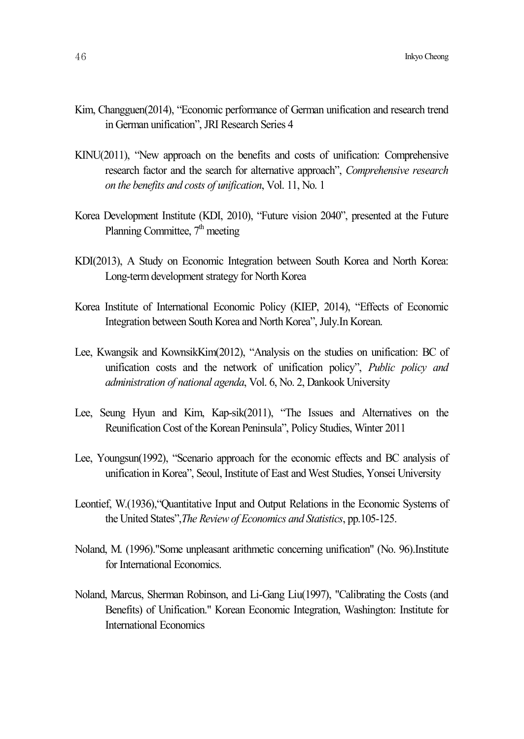Kim, Changguen(2014), "Economic performance of German unification and research trend in German unification", JRI Research Series 4

KINU(2011), "New approach on the benefits and costs of unification: Comprehensive research factor and the search for alternative approach", *Comprehensive research on the benefits and costs of unification*, Vol. 11, No. 1

Korea Development Institute (KDI, 2010), "Future vision 2040", presented at the Future Planning Committee, 7th meeting

KDI(2013), A Study on Economic Integration between South Korea and North Korea: Long-term development strategy for North Korea

Korea Institute of International Economic Policy (KIEP, 2014), "Effects of Economic Integration between South Korea and North Korea", July.In Korean.

Lee, Kwangsik and KownsikKim(2012), "Analysis on the studies on unification: BC of unification costs and the network of unification policy", *Public policy and administration of national agenda*, Vol. 6, No. 2, Dankook University

Lee, Seung Hyun and Kim, Kap-sik(2011), "The Issues and Alternatives on the Reunification Cost of the Korean Peninsula", Policy Studies, Winter 2011

Lee, Youngsun(1992), "Scenario approach for the economic effects and BC analysis of unification in Korea", Seoul, Institute of East and West Studies, Yonsei University

Leontief, W.(1936),"Quantitative Input and Output Relations in the Economic Systems of the United States",*The Review of Economics and Statistics*, pp.105-125.

Noland, M. (1996)."Some unpleasant arithmetic concerning unification" (No. 96).Institute for International Economics.

Noland, Marcus, Sherman Robinson, and Li-Gang Liu(1997), "Calibrating the Costs (and Benefits) of Unification." Korean Economic Integration, Washington: Institute for International Economics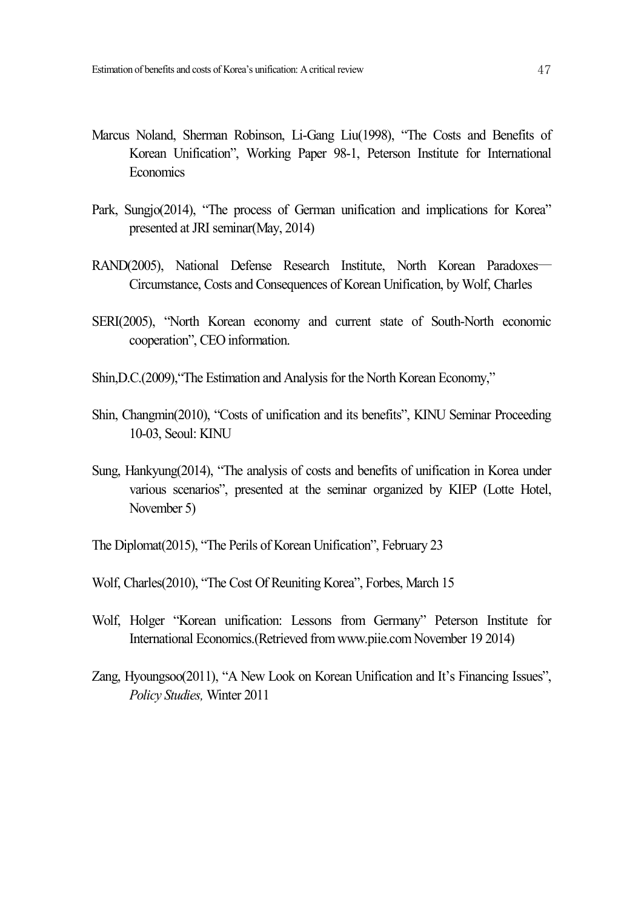Marcus Noland, Sherman Robinson, Li-Gang Liu(1998), "The Costs and Benefits of Korean Unification", Working Paper 98-1, Peterson Institute for International Economics

Park, Sungjo(2014), "The process of German unification and implications for Korea" presented at JRI seminar(May, 2014)

RAND(2005), National Defense Research Institute, North Korean Paradoxes— Circumstance, Costs and Consequences of Korean Unification, by Wolf, Charles

SERI(2005), "North Korean economy and current state of South-North economic cooperation", CEO information.

Shin,D.C.(2009),"The Estimation and Analysis for the North Korean Economy,"

Shin, Changmin(2010), "Costs of unification and its benefits", KINU Seminar Proceeding 10-03, Seoul: KINU

Sung, Hankyung(2014), "The analysis of costs and benefits of unification in Korea under various scenarios", presented at the seminar organized by KIEP (Lotte Hotel, November 5)

The Diplomat(2015), "The Perils of Korean Unification", February 23

Wolf, Charles(2010), "The Cost Of Reuniting Korea", Forbes, March 15

Wolf, Holger "Korean unification: Lessons from Germany" Peterson Institute for International Economics.(Retrieved from www.piie.com November 19 2014)

Zang, Hyoungsoo(2011), "A New Look on Korean Unification and It's Financing Issues", *Policy Studies,* Winter 2011